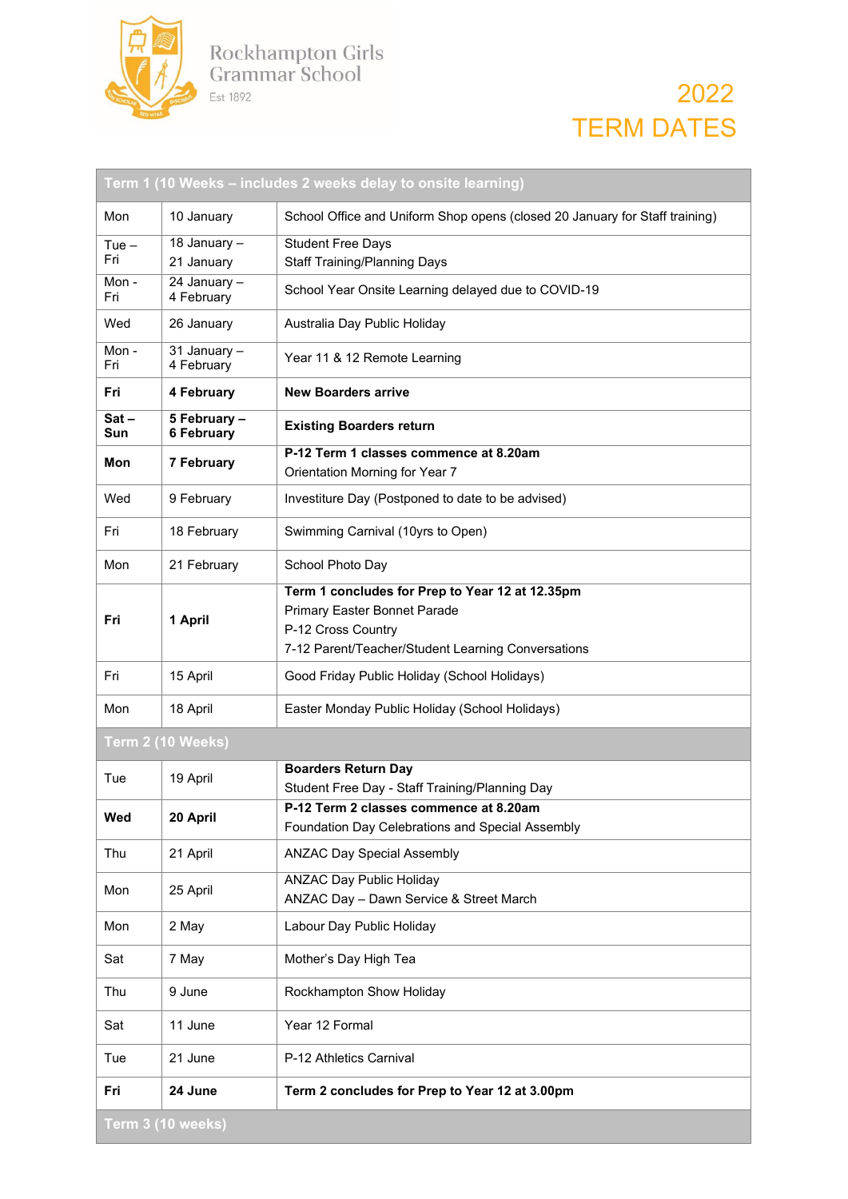Rockhampton Girls Grammar School

Est 1892

# 2022 TERM DATES

| Term 1 (10 Weeks – includes 2 weeks delay to onsite learning) | | |
|---|---|---|
| Mon | 10 January | School Office and Uniform Shop opens (closed 20 January for Staff training) |
| Tue – Fri | 18 January – 21 January | Student Free Days<br>Staff Training/Planning Days |
| Mon - Fri | 24 January – 4 February | School Year Onsite Learning delayed due to COVID-19 |
| Wed | 26 January | Australia Day Public Holiday |
| Mon - Fri | 31 January – 4 February | Year 11 & 12 Remote Learning |
| **Fri** | **4 February** | **New Boarders arrive** |
| **Sat – Sun** | **5 February – 6 February** | **Existing Boarders return** |
| **Mon** | **7 February** | **P-12 Term 1 classes commence at 8.20am**<br>Orientation Morning for Year 7 |
| Wed | 9 February | Investiture Day (Postponed to date to be advised) |
| Fri | 18 February | Swimming Carnival (10yrs to Open) |
| Mon | 21 February | School Photo Day |
| **Fri** | **1 April** | **Term 1 concludes for Prep to Year 12 at 12.35pm**<br>Primary Easter Bonnet Parade<br>P-12 Cross Country<br>7-12 Parent/Teacher/Student Learning Conversations |
| Fri | 15 April | Good Friday Public Holiday (School Holidays) |
| Mon | 18 April | Easter Monday Public Holiday (School Holidays) |
| **Term 2 (10 Weeks)** | | |
| Tue | 19 April | **Boarders Return Day**<br>Student Free Day - Staff Training/Planning Day |
| **Wed** | **20 April** | **P-12 Term 2 classes commence at 8.20am**<br>Foundation Day Celebrations and Special Assembly |
| Thu | 21 April | ANZAC Day Special Assembly |
| Mon | 25 April | ANZAC Day Public Holiday<br>ANZAC Day – Dawn Service & Street March |
| Mon | 2 May | Labour Day Public Holiday |
| Sat | 7 May | Mother's Day High Tea |
| Thu | 9 June | Rockhampton Show Holiday |
| Sat | 11 June | Year 12 Formal |
| Tue | 21 June | P-12 Athletics Carnival |
| **Fri** | **24 June** | **Term 2 concludes for Prep to Year 12 at 3.00pm** |
| **Term 3 (10 weeks)** | | |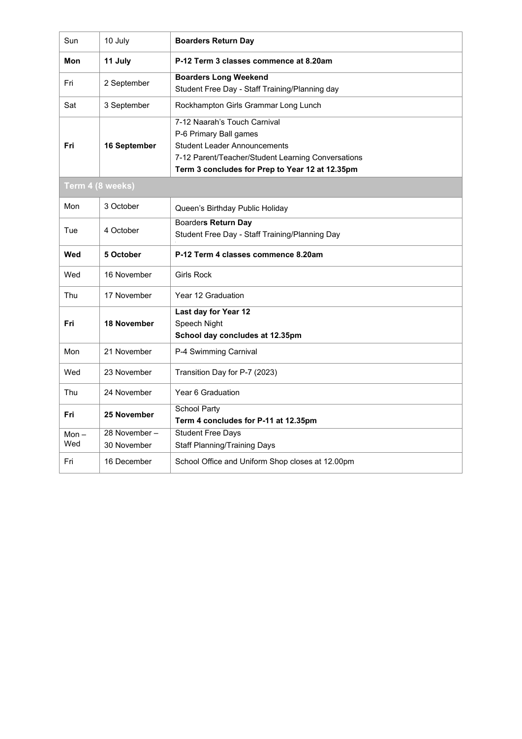| | | |
|---|---|---|
| Sun | 10 July | **Boarders Return Day** |
| **Mon** | **11 July** | **P-12 Term 3 classes commence at 8.20am** |
| Fri | 2 September | **Boarders Long Weekend**<br>Student Free Day - Staff Training/Planning day |
| Sat | 3 September | Rockhampton Girls Grammar Long Lunch |
| **Fri** | **16 September** | 7-12 Naarah's Touch Carnival<br>P-6 Primary Ball games<br>Student Leader Announcements<br>7-12 Parent/Teacher/Student Learning Conversations<br>**Term 3 concludes for Prep to Year 12 at 12.35pm** |
| **Term 4 (8 weeks)** | | |
| Mon | 3 October | Queen's Birthday Public Holiday |
| Tue | 4 October | Boarder**s Return Day**<br>Student Free Day - Staff Training/Planning Day |
| **Wed** | **5 October** | **P-12 Term 4 classes commence 8.20am** |
| Wed | 16 November | Girls Rock |
| Thu | 17 November | Year 12 Graduation |
| **Fri** | **18 November** | **Last day for Year 12**<br>Speech Night<br>**School day concludes at 12.35pm** |
| Mon | 21 November | P-4 Swimming Carnival |
| Wed | 23 November | Transition Day for P-7 (2023) |
| Thu | 24 November | Year 6 Graduation |
| **Fri** | **25 November** | School Party<br>**Term 4 concludes for P-11 at 12.35pm** |
| Mon – Wed | 28 November – 30 November | Student Free Days<br>Staff Planning/Training Days |
| Fri | 16 December | School Office and Uniform Shop closes at 12.00pm |